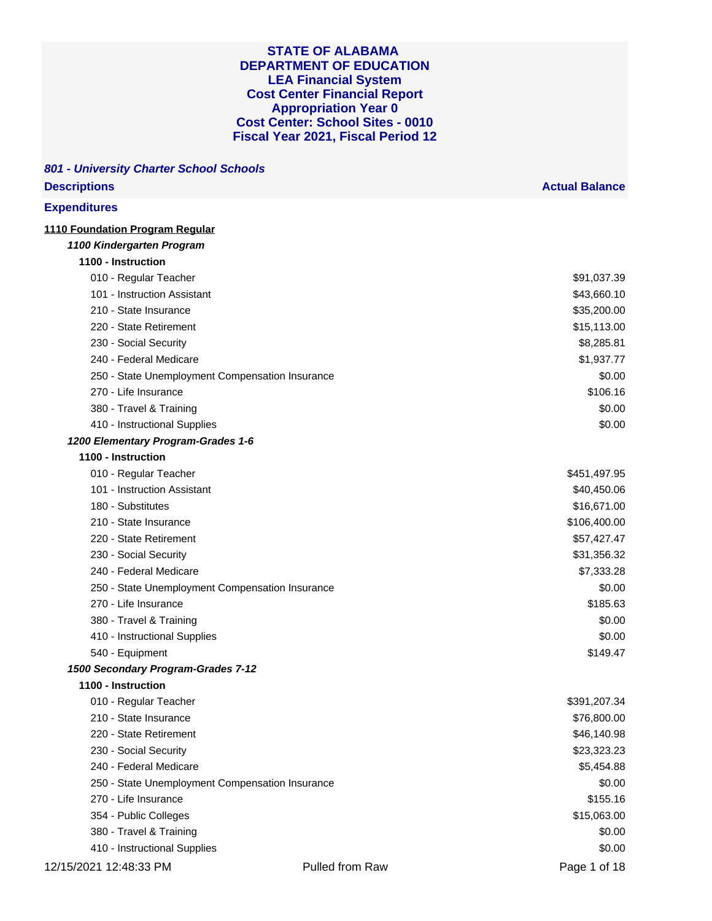# STATE OF ALABAMA
# DEPARTMENT OF EDUCATION
## LEA Financial System
## Cost Center Financial Report
## Appropriation Year 0
## Cost Center: School Sites - 0010
## Fiscal Year 2021, Fiscal Period 12

***801 - University Charter School Schools***

| Descriptions | Actual Balance |
|---|---|
| **Expenditures** | |
| **1110 Foundation Program Regular** | |
| ***1100 Kindergarten Program*** | |
| **1100 - Instruction** | |
| 010 - Regular Teacher | $91,037.39 |
| 101 - Instruction Assistant | $43,660.10 |
| 210 - State Insurance | $35,200.00 |
| 220 - State Retirement | $15,113.00 |
| 230 - Social Security | $8,285.81 |
| 240 - Federal Medicare | $1,937.77 |
| 250 - State Unemployment Compensation Insurance | $0.00 |
| 270 - Life Insurance | $106.16 |
| 380 - Travel & Training | $0.00 |
| 410 - Instructional Supplies | $0.00 |
| ***1200 Elementary Program-Grades 1-6*** | |
| **1100 - Instruction** | |
| 010 - Regular Teacher | $451,497.95 |
| 101 - Instruction Assistant | $40,450.06 |
| 180 - Substitutes | $16,671.00 |
| 210 - State Insurance | $106,400.00 |
| 220 - State Retirement | $57,427.47 |
| 230 - Social Security | $31,356.32 |
| 240 - Federal Medicare | $7,333.28 |
| 250 - State Unemployment Compensation Insurance | $0.00 |
| 270 - Life Insurance | $185.63 |
| 380 - Travel & Training | $0.00 |
| 410 - Instructional Supplies | $0.00 |
| 540 - Equipment | $149.47 |
| ***1500 Secondary Program-Grades 7-12*** | |
| **1100 - Instruction** | |
| 010 - Regular Teacher | $391,207.34 |
| 210 - State Insurance | $76,800.00 |
| 220 - State Retirement | $46,140.98 |
| 230 - Social Security | $23,323.23 |
| 240 - Federal Medicare | $5,454.88 |
| 250 - State Unemployment Compensation Insurance | $0.00 |
| 270 - Life Insurance | $155.16 |
| 354 - Public Colleges | $15,063.00 |
| 380 - Travel & Training | $0.00 |
| 410 - Instructional Supplies | $0.00 |

12/15/2021 12:48:33 PM — Pulled from Raw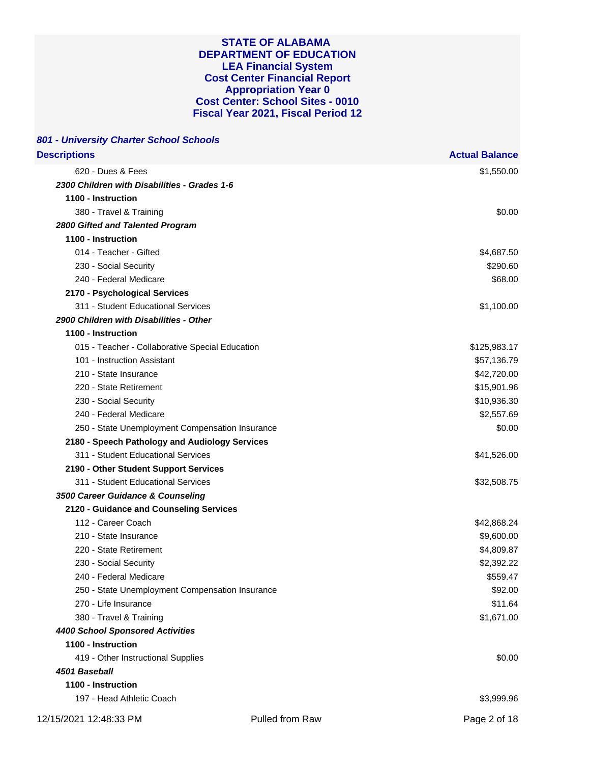# STATE OF ALABAMA
# DEPARTMENT OF EDUCATION
# LEA Financial System
# Cost Center Financial Report
# Appropriation Year 0
# Cost Center: School Sites - 0010
# Fiscal Year 2021, Fiscal Period 12

### *801 - University Charter School Schools*

| Descriptions | Actual Balance |
|---|---|
| 620 - Dues & Fees | $1,550.00 |
| ***2300 Children with Disabilities - Grades 1-6*** | |
| **1100 - Instruction** | |
| 380 - Travel & Training | $0.00 |
| ***2800 Gifted and Talented Program*** | |
| **1100 - Instruction** | |
| 014 - Teacher - Gifted | $4,687.50 |
| 230 - Social Security | $290.60 |
| 240 - Federal Medicare | $68.00 |
| **2170 - Psychological Services** | |
| 311 - Student Educational Services | $1,100.00 |
| ***2900 Children with Disabilities - Other*** | |
| **1100 - Instruction** | |
| 015 - Teacher - Collaborative Special Education | $125,983.17 |
| 101 - Instruction Assistant | $57,136.79 |
| 210 - State Insurance | $42,720.00 |
| 220 - State Retirement | $15,901.96 |
| 230 - Social Security | $10,936.30 |
| 240 - Federal Medicare | $2,557.69 |
| 250 - State Unemployment Compensation Insurance | $0.00 |
| **2180 - Speech Pathology and Audiology Services** | |
| 311 - Student Educational Services | $41,526.00 |
| **2190 - Other Student Support Services** | |
| 311 - Student Educational Services | $32,508.75 |
| ***3500 Career Guidance & Counseling*** | |
| **2120 - Guidance and Counseling Services** | |
| 112 - Career Coach | $42,868.24 |
| 210 - State Insurance | $9,600.00 |
| 220 - State Retirement | $4,809.87 |
| 230 - Social Security | $2,392.22 |
| 240 - Federal Medicare | $559.47 |
| 250 - State Unemployment Compensation Insurance | $92.00 |
| 270 - Life Insurance | $11.64 |
| 380 - Travel & Training | $1,671.00 |
| ***4400 School Sponsored Activities*** | |
| **1100 - Instruction** | |
| 419 - Other Instructional Supplies | $0.00 |
| ***4501 Baseball*** | |
| **1100 - Instruction** | |
| 197 - Head Athletic Coach | $3,999.96 |

12/15/2021 12:48:33 PM — Pulled from Raw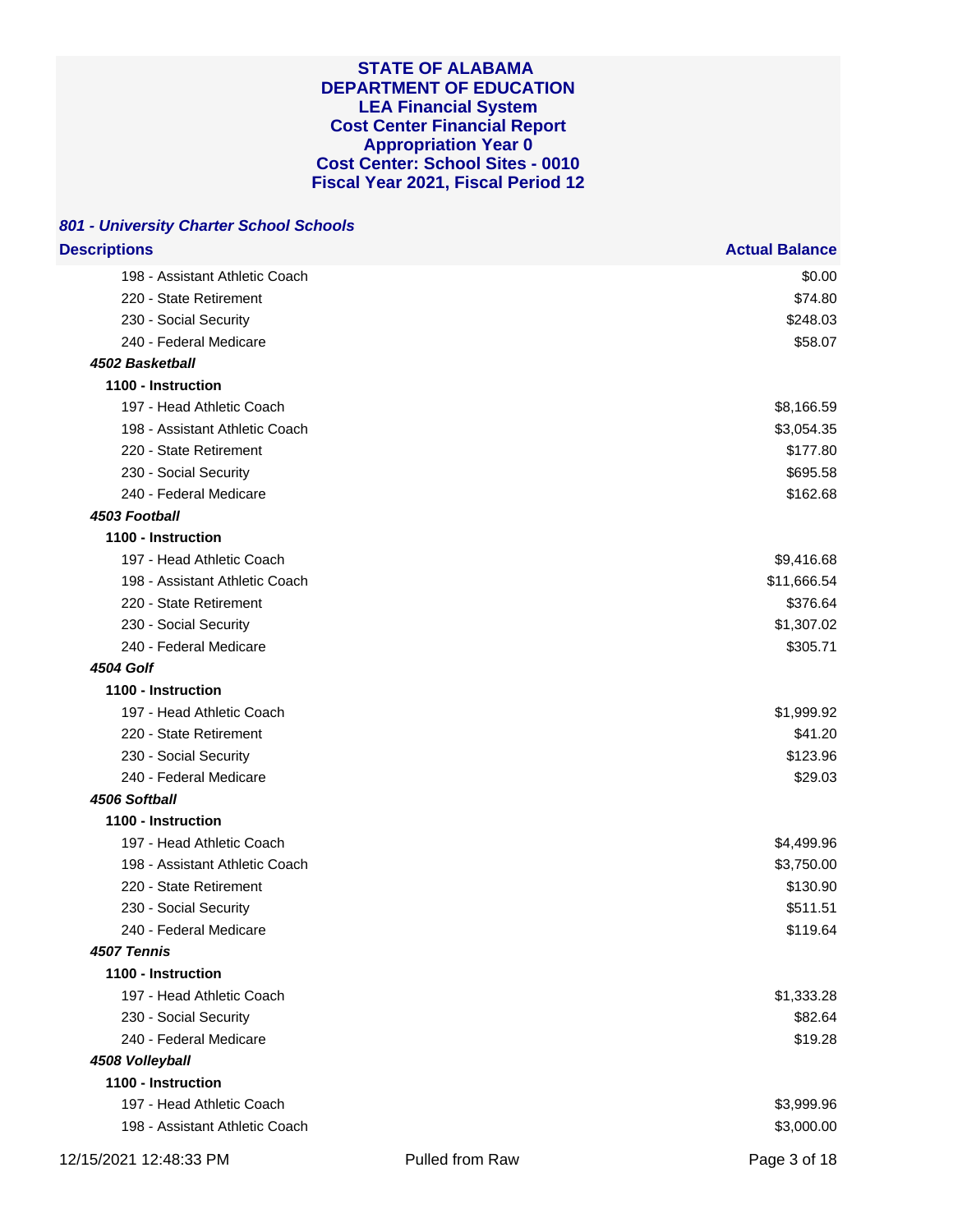**STATE OF ALABAMA**
**DEPARTMENT OF EDUCATION**
**LEA Financial System**
**Cost Center Financial Report**
**Appropriation Year 0**
**Cost Center: School Sites - 0010**
**Fiscal Year 2021, Fiscal Period 12**

***801 - University Charter School Schools***

| Descriptions | Actual Balance |
|---|---|
| 198 - Assistant Athletic Coach | $0.00 |
| 220 - State Retirement | $74.80 |
| 230 - Social Security | $248.03 |
| 240 - Federal Medicare | $58.07 |
| ***4502 Basketball*** | |
| **1100 - Instruction** | |
| 197 - Head Athletic Coach | $8,166.59 |
| 198 - Assistant Athletic Coach | $3,054.35 |
| 220 - State Retirement | $177.80 |
| 230 - Social Security | $695.58 |
| 240 - Federal Medicare | $162.68 |
| ***4503 Football*** | |
| **1100 - Instruction** | |
| 197 - Head Athletic Coach | $9,416.68 |
| 198 - Assistant Athletic Coach | $11,666.54 |
| 220 - State Retirement | $376.64 |
| 230 - Social Security | $1,307.02 |
| 240 - Federal Medicare | $305.71 |
| ***4504 Golf*** | |
| **1100 - Instruction** | |
| 197 - Head Athletic Coach | $1,999.92 |
| 220 - State Retirement | $41.20 |
| 230 - Social Security | $123.96 |
| 240 - Federal Medicare | $29.03 |
| ***4506 Softball*** | |
| **1100 - Instruction** | |
| 197 - Head Athletic Coach | $4,499.96 |
| 198 - Assistant Athletic Coach | $3,750.00 |
| 220 - State Retirement | $130.90 |
| 230 - Social Security | $511.51 |
| 240 - Federal Medicare | $119.64 |
| ***4507 Tennis*** | |
| **1100 - Instruction** | |
| 197 - Head Athletic Coach | $1,333.28 |
| 230 - Social Security | $82.64 |
| 240 - Federal Medicare | $19.28 |
| ***4508 Volleyball*** | |
| **1100 - Instruction** | |
| 197 - Head Athletic Coach | $3,999.96 |
| 198 - Assistant Athletic Coach | $3,000.00 |

12/15/2021 12:48:33 PM — Pulled from Raw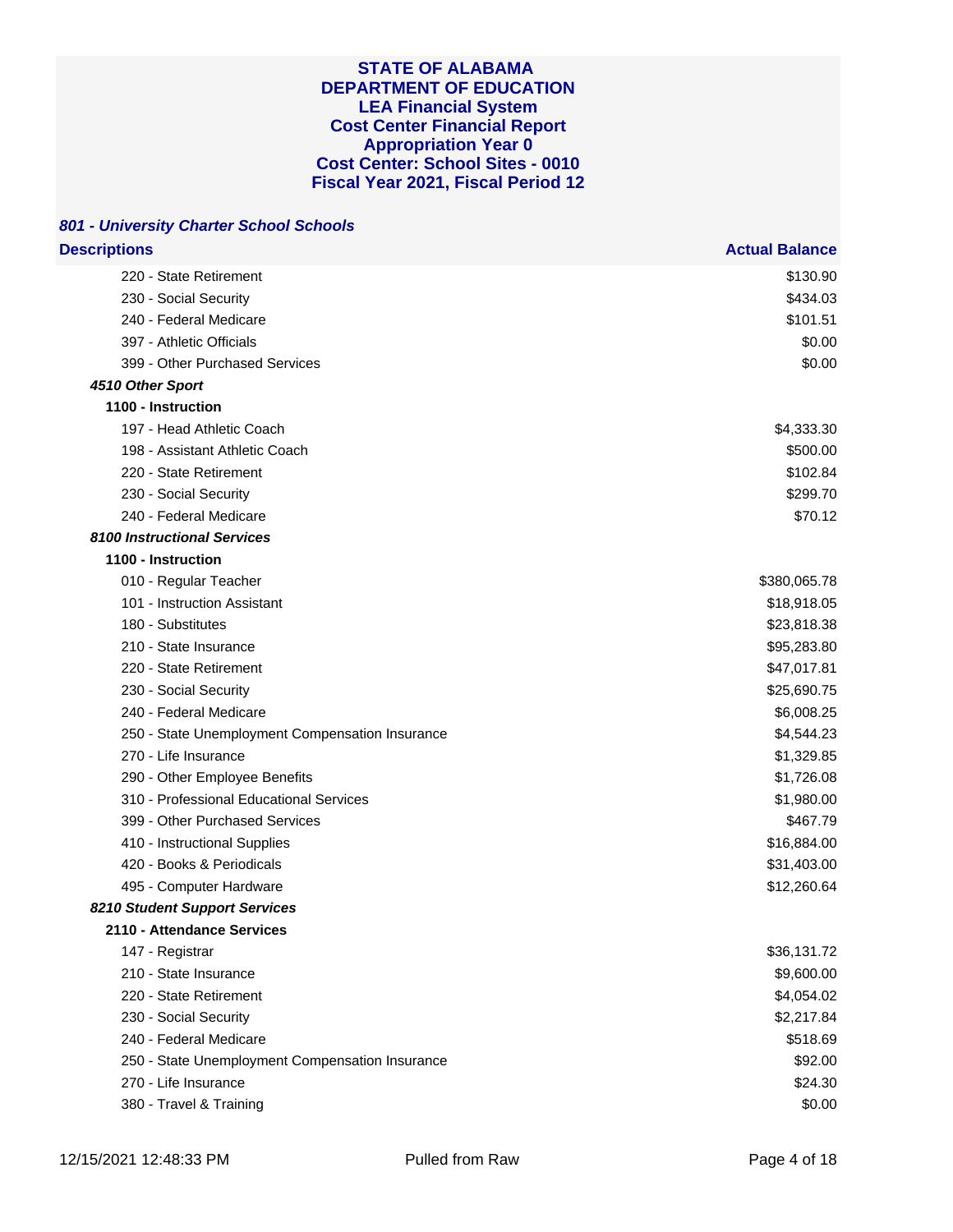# STATE OF ALABAMA
# DEPARTMENT OF EDUCATION
## LEA Financial System
## Cost Center Financial Report
## Appropriation Year 0
## Cost Center: School Sites - 0010
## Fiscal Year 2021, Fiscal Period 12

### *801 - University Charter School Schools*

| Descriptions | Actual Balance |
|---|---|
| 220 - State Retirement | $130.90 |
| 230 - Social Security | $434.03 |
| 240 - Federal Medicare | $101.51 |
| 397 - Athletic Officials | $0.00 |
| 399 - Other Purchased Services | $0.00 |
| ***4510 Other Sport*** | |
| **1100 - Instruction** | |
| 197 - Head Athletic Coach | $4,333.30 |
| 198 - Assistant Athletic Coach | $500.00 |
| 220 - State Retirement | $102.84 |
| 230 - Social Security | $299.70 |
| 240 - Federal Medicare | $70.12 |
| ***8100 Instructional Services*** | |
| **1100 - Instruction** | |
| 010 - Regular Teacher | $380,065.78 |
| 101 - Instruction Assistant | $18,918.05 |
| 180 - Substitutes | $23,818.38 |
| 210 - State Insurance | $95,283.80 |
| 220 - State Retirement | $47,017.81 |
| 230 - Social Security | $25,690.75 |
| 240 - Federal Medicare | $6,008.25 |
| 250 - State Unemployment Compensation Insurance | $4,544.23 |
| 270 - Life Insurance | $1,329.85 |
| 290 - Other Employee Benefits | $1,726.08 |
| 310 - Professional Educational Services | $1,980.00 |
| 399 - Other Purchased Services | $467.79 |
| 410 - Instructional Supplies | $16,884.00 |
| 420 - Books & Periodicals | $31,403.00 |
| 495 - Computer Hardware | $12,260.64 |
| ***8210 Student Support Services*** | |
| **2110 - Attendance Services** | |
| 147 - Registrar | $36,131.72 |
| 210 - State Insurance | $9,600.00 |
| 220 - State Retirement | $4,054.02 |
| 230 - Social Security | $2,217.84 |
| 240 - Federal Medicare | $518.69 |
| 250 - State Unemployment Compensation Insurance | $92.00 |
| 270 - Life Insurance | $24.30 |
| 380 - Travel & Training | $0.00 |

12/15/2021 12:48:33 PM Pulled from Raw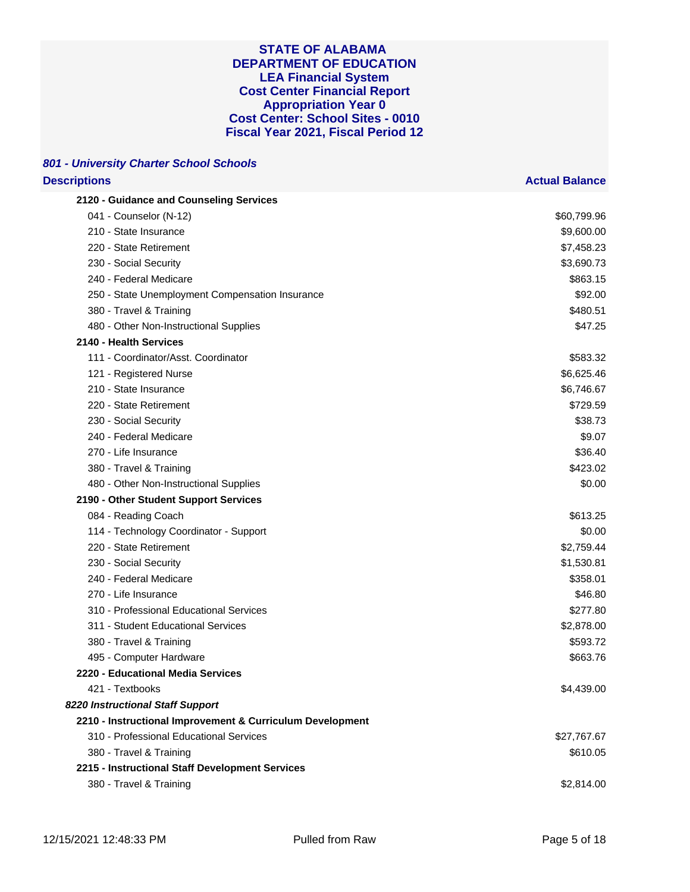**STATE OF ALABAMA**
**DEPARTMENT OF EDUCATION**
**LEA Financial System**
**Cost Center Financial Report**
**Appropriation Year 0**
**Cost Center: School Sites - 0010**
**Fiscal Year 2021, Fiscal Period 12**

***801 - University Charter School Schools***

| Descriptions | Actual Balance |
|---|---|
| **2120 - Guidance and Counseling Services** | |
| 041 - Counselor (N-12) | $60,799.96 |
| 210 - State Insurance | $9,600.00 |
| 220 - State Retirement | $7,458.23 |
| 230 - Social Security | $3,690.73 |
| 240 - Federal Medicare | $863.15 |
| 250 - State Unemployment Compensation Insurance | $92.00 |
| 380 - Travel & Training | $480.51 |
| 480 - Other Non-Instructional Supplies | $47.25 |
| **2140 - Health Services** | |
| 111 - Coordinator/Asst. Coordinator | $583.32 |
| 121 - Registered Nurse | $6,625.46 |
| 210 - State Insurance | $6,746.67 |
| 220 - State Retirement | $729.59 |
| 230 - Social Security | $38.73 |
| 240 - Federal Medicare | $9.07 |
| 270 - Life Insurance | $36.40 |
| 380 - Travel & Training | $423.02 |
| 480 - Other Non-Instructional Supplies | $0.00 |
| **2190 - Other Student Support Services** | |
| 084 - Reading Coach | $613.25 |
| 114 - Technology Coordinator - Support | $0.00 |
| 220 - State Retirement | $2,759.44 |
| 230 - Social Security | $1,530.81 |
| 240 - Federal Medicare | $358.01 |
| 270 - Life Insurance | $46.80 |
| 310 - Professional Educational Services | $277.80 |
| 311 - Student Educational Services | $2,878.00 |
| 380 - Travel & Training | $593.72 |
| 495 - Computer Hardware | $663.76 |
| **2220 - Educational Media Services** | |
| 421 - Textbooks | $4,439.00 |
| ***8220 Instructional Staff Support*** | |
| **2210 - Instructional Improvement & Curriculum Development** | |
| 310 - Professional Educational Services | $27,767.67 |
| 380 - Travel & Training | $610.05 |
| **2215 - Instructional Staff Development Services** | |
| 380 - Travel & Training | $2,814.00 |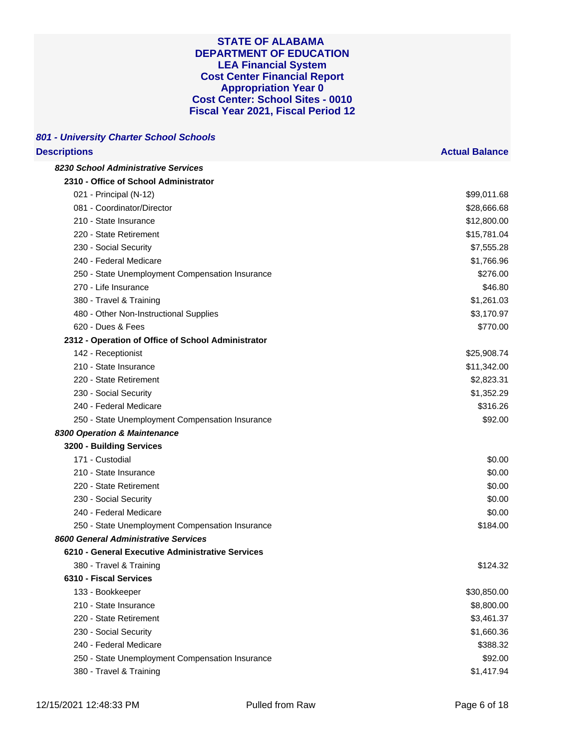**STATE OF ALABAMA**
**DEPARTMENT OF EDUCATION**
**LEA Financial System**
**Cost Center Financial Report**
**Appropriation Year 0**
**Cost Center: School Sites - 0010**
**Fiscal Year 2021, Fiscal Period 12**

***801 - University Charter School Schools***

| Descriptions | Actual Balance |
|---|---|
| ***8230 School Administrative Services*** | |
| **2310 - Office of School Administrator** | |
| 021 - Principal (N-12) | $99,011.68 |
| 081 - Coordinator/Director | $28,666.68 |
| 210 - State Insurance | $12,800.00 |
| 220 - State Retirement | $15,781.04 |
| 230 - Social Security | $7,555.28 |
| 240 - Federal Medicare | $1,766.96 |
| 250 - State Unemployment Compensation Insurance | $276.00 |
| 270 - Life Insurance | $46.80 |
| 380 - Travel & Training | $1,261.03 |
| 480 - Other Non-Instructional Supplies | $3,170.97 |
| 620 - Dues & Fees | $770.00 |
| **2312 - Operation of Office of School Administrator** | |
| 142 - Receptionist | $25,908.74 |
| 210 - State Insurance | $11,342.00 |
| 220 - State Retirement | $2,823.31 |
| 230 - Social Security | $1,352.29 |
| 240 - Federal Medicare | $316.26 |
| 250 - State Unemployment Compensation Insurance | $92.00 |
| ***8300 Operation & Maintenance*** | |
| **3200 - Building Services** | |
| 171 - Custodial | $0.00 |
| 210 - State Insurance | $0.00 |
| 220 - State Retirement | $0.00 |
| 230 - Social Security | $0.00 |
| 240 - Federal Medicare | $0.00 |
| 250 - State Unemployment Compensation Insurance | $184.00 |
| ***8600 General Administrative Services*** | |
| **6210 - General Executive Administrative Services** | |
| 380 - Travel & Training | $124.32 |
| **6310 - Fiscal Services** | |
| 133 - Bookkeeper | $30,850.00 |
| 210 - State Insurance | $8,800.00 |
| 220 - State Retirement | $3,461.37 |
| 230 - Social Security | $1,660.36 |
| 240 - Federal Medicare | $388.32 |
| 250 - State Unemployment Compensation Insurance | $92.00 |
| 380 - Travel & Training | $1,417.94 |

12/15/2021 12:48:33 PM Pulled from Raw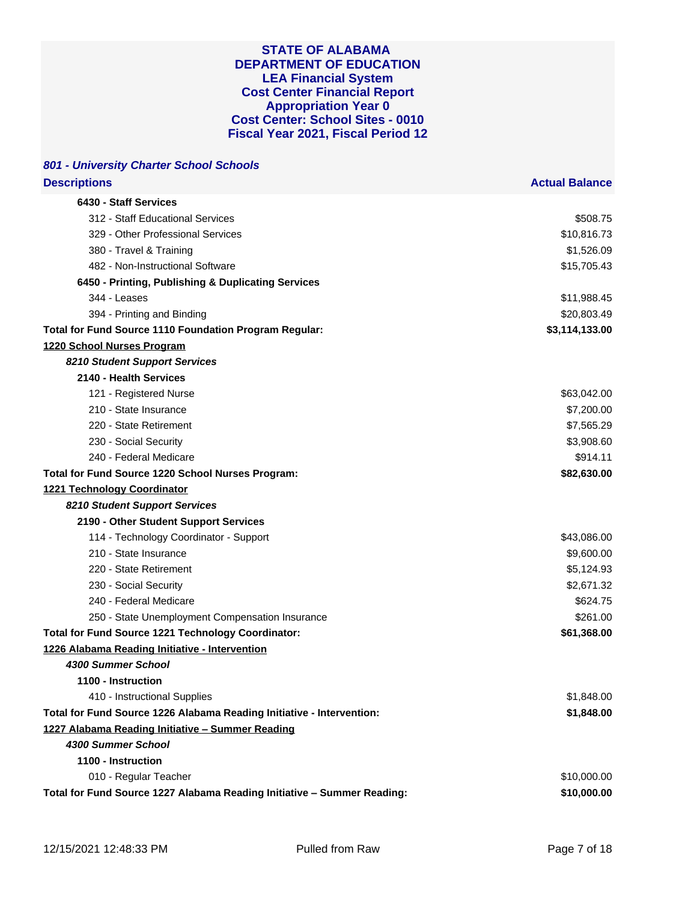**STATE OF ALABAMA**
**DEPARTMENT OF EDUCATION**
**LEA Financial System**
**Cost Center Financial Report**
**Appropriation Year 0**
**Cost Center: School Sites - 0010**
**Fiscal Year 2021, Fiscal Period 12**

***801 - University Charter School Schools***

| Descriptions | Actual Balance |
|---|---|
| **6430 - Staff Services** | |
| 312 - Staff Educational Services | $508.75 |
| 329 - Other Professional Services | $10,816.73 |
| 380 - Travel & Training | $1,526.09 |
| 482 - Non-Instructional Software | $15,705.43 |
| **6450 - Printing, Publishing & Duplicating Services** | |
| 344 - Leases | $11,988.45 |
| 394 - Printing and Binding | $20,803.49 |
| **Total for Fund Source 1110 Foundation Program Regular:** | **$3,114,133.00** |
| **1220 School Nurses Program** | |
| ***8210 Student Support Services*** | |
| **2140 - Health Services** | |
| 121 - Registered Nurse | $63,042.00 |
| 210 - State Insurance | $7,200.00 |
| 220 - State Retirement | $7,565.29 |
| 230 - Social Security | $3,908.60 |
| 240 - Federal Medicare | $914.11 |
| **Total for Fund Source 1220 School Nurses Program:** | **$82,630.00** |
| **1221 Technology Coordinator** | |
| ***8210 Student Support Services*** | |
| **2190 - Other Student Support Services** | |
| 114 - Technology Coordinator - Support | $43,086.00 |
| 210 - State Insurance | $9,600.00 |
| 220 - State Retirement | $5,124.93 |
| 230 - Social Security | $2,671.32 |
| 240 - Federal Medicare | $624.75 |
| 250 - State Unemployment Compensation Insurance | $261.00 |
| **Total for Fund Source 1221 Technology Coordinator:** | **$61,368.00** |
| **1226 Alabama Reading Initiative - Intervention** | |
| ***4300 Summer School*** | |
| **1100 - Instruction** | |
| 410 - Instructional Supplies | $1,848.00 |
| **Total for Fund Source 1226 Alabama Reading Initiative - Intervention:** | **$1,848.00** |
| **1227 Alabama Reading Initiative – Summer Reading** | |
| ***4300 Summer School*** | |
| **1100 - Instruction** | |
| 010 - Regular Teacher | $10,000.00 |
| **Total for Fund Source 1227 Alabama Reading Initiative – Summer Reading:** | **$10,000.00** |

12/15/2021 12:48:33 PM Pulled from Raw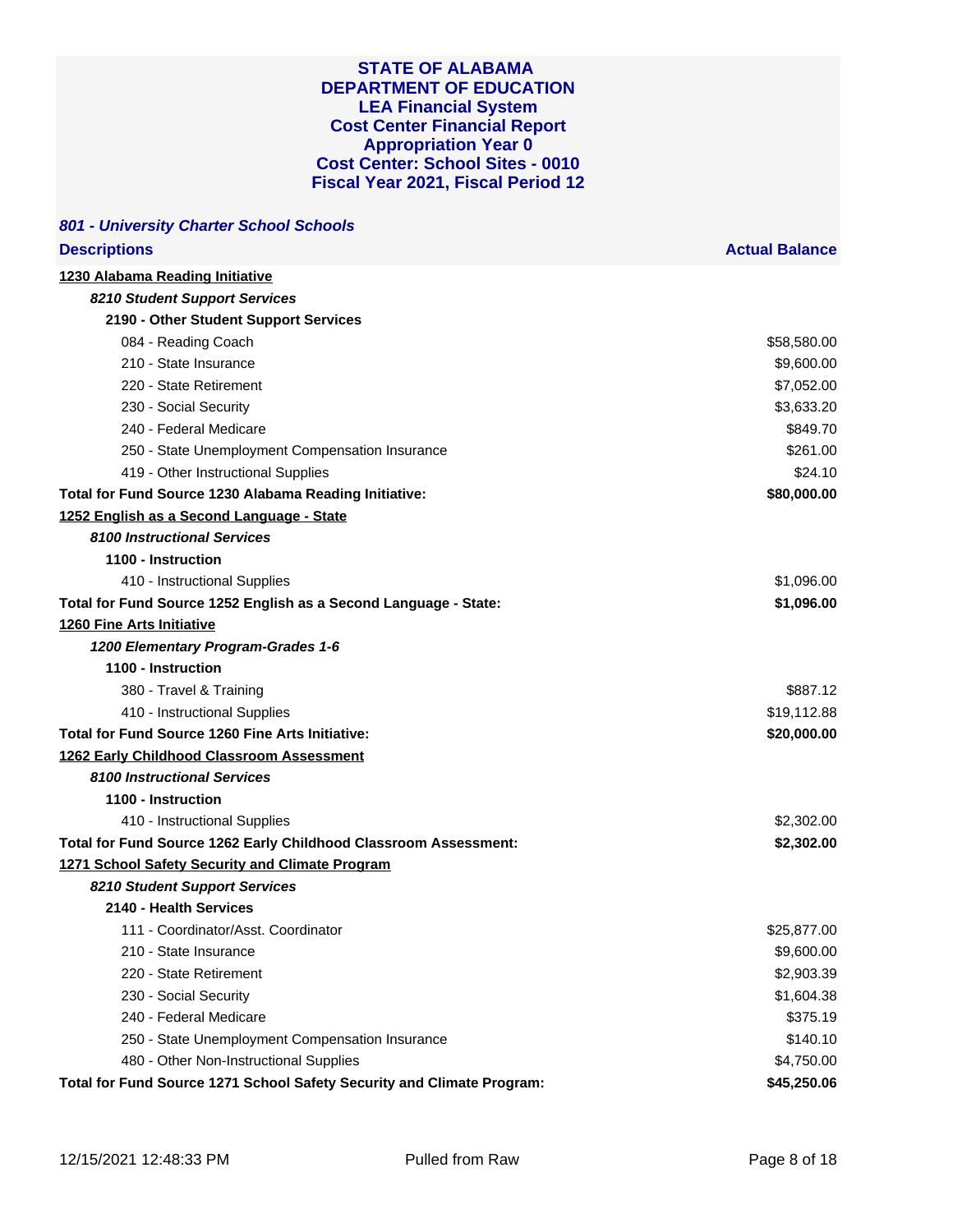# STATE OF ALABAMA
# DEPARTMENT OF EDUCATION
## LEA Financial System
## Cost Center Financial Report
## Appropriation Year 0
## Cost Center: School Sites - 0010
## Fiscal Year 2021, Fiscal Period 12

### *801 - University Charter School Schools*

| Descriptions | Actual Balance |
|---|---|
| **1230 Alabama Reading Initiative** | |
| ***8210 Student Support Services*** | |
| **2190 - Other Student Support Services** | |
| 084 - Reading Coach | $58,580.00 |
| 210 - State Insurance | $9,600.00 |
| 220 - State Retirement | $7,052.00 |
| 230 - Social Security | $3,633.20 |
| 240 - Federal Medicare | $849.70 |
| 250 - State Unemployment Compensation Insurance | $261.00 |
| 419 - Other Instructional Supplies | $24.10 |
| **Total for Fund Source 1230 Alabama Reading Initiative:** | **$80,000.00** |
| **1252 English as a Second Language - State** | |
| ***8100 Instructional Services*** | |
| **1100 - Instruction** | |
| 410 - Instructional Supplies | $1,096.00 |
| **Total for Fund Source 1252 English as a Second Language - State:** | **$1,096.00** |
| **1260 Fine Arts Initiative** | |
| ***1200 Elementary Program-Grades 1-6*** | |
| **1100 - Instruction** | |
| 380 - Travel & Training | $887.12 |
| 410 - Instructional Supplies | $19,112.88 |
| **Total for Fund Source 1260 Fine Arts Initiative:** | **$20,000.00** |
| **1262 Early Childhood Classroom Assessment** | |
| ***8100 Instructional Services*** | |
| **1100 - Instruction** | |
| 410 - Instructional Supplies | $2,302.00 |
| **Total for Fund Source 1262 Early Childhood Classroom Assessment:** | **$2,302.00** |
| **1271 School Safety Security and Climate Program** | |
| ***8210 Student Support Services*** | |
| **2140 - Health Services** | |
| 111 - Coordinator/Asst. Coordinator | $25,877.00 |
| 210 - State Insurance | $9,600.00 |
| 220 - State Retirement | $2,903.39 |
| 230 - Social Security | $1,604.38 |
| 240 - Federal Medicare | $375.19 |
| 250 - State Unemployment Compensation Insurance | $140.10 |
| 480 - Other Non-Instructional Supplies | $4,750.00 |
| **Total for Fund Source 1271 School Safety Security and Climate Program:** | **$45,250.06** |

12/15/2021 12:48:33 PM — Pulled from Raw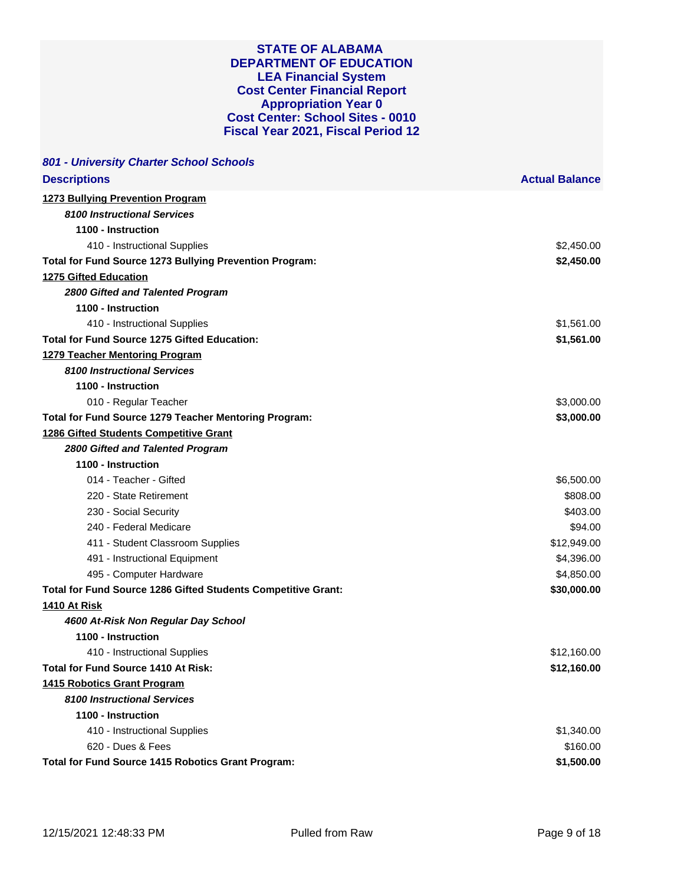# STATE OF ALABAMA
# DEPARTMENT OF EDUCATION
# LEA Financial System
# Cost Center Financial Report
# Appropriation Year 0
# Cost Center: School Sites - 0010
# Fiscal Year 2021, Fiscal Period 12

***801 - University Charter School Schools***

| Descriptions | Actual Balance |
|---|---|
| **1273 Bullying Prevention Program** | |
| ***8100 Instructional Services*** | |
| **1100 - Instruction** | |
| 410 - Instructional Supplies | $2,450.00 |
| **Total for Fund Source 1273 Bullying Prevention Program:** | **$2,450.00** |
| **1275 Gifted Education** | |
| ***2800 Gifted and Talented Program*** | |
| **1100 - Instruction** | |
| 410 - Instructional Supplies | $1,561.00 |
| **Total for Fund Source 1275 Gifted Education:** | **$1,561.00** |
| **1279 Teacher Mentoring Program** | |
| ***8100 Instructional Services*** | |
| **1100 - Instruction** | |
| 010 - Regular Teacher | $3,000.00 |
| **Total for Fund Source 1279 Teacher Mentoring Program:** | **$3,000.00** |
| **1286 Gifted Students Competitive Grant** | |
| ***2800 Gifted and Talented Program*** | |
| **1100 - Instruction** | |
| 014 - Teacher - Gifted | $6,500.00 |
| 220 - State Retirement | $808.00 |
| 230 - Social Security | $403.00 |
| 240 - Federal Medicare | $94.00 |
| 411 - Student Classroom Supplies | $12,949.00 |
| 491 - Instructional Equipment | $4,396.00 |
| 495 - Computer Hardware | $4,850.00 |
| **Total for Fund Source 1286 Gifted Students Competitive Grant:** | **$30,000.00** |
| **1410 At Risk** | |
| ***4600 At-Risk Non Regular Day School*** | |
| **1100 - Instruction** | |
| 410 - Instructional Supplies | $12,160.00 |
| **Total for Fund Source 1410 At Risk:** | **$12,160.00** |
| **1415 Robotics Grant Program** | |
| ***8100 Instructional Services*** | |
| **1100 - Instruction** | |
| 410 - Instructional Supplies | $1,340.00 |
| 620 - Dues & Fees | $160.00 |
| **Total for Fund Source 1415 Robotics Grant Program:** | **$1,500.00** |

12/15/2021 12:48:33 PM Pulled from Raw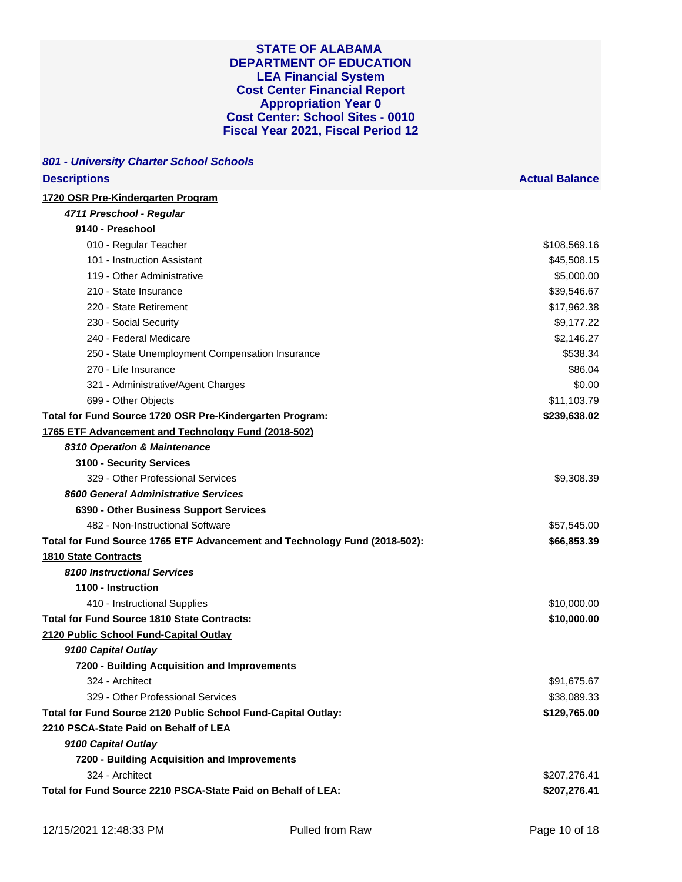# STATE OF ALABAMA
# DEPARTMENT OF EDUCATION
## LEA Financial System
## Cost Center Financial Report
## Appropriation Year 0
## Cost Center: School Sites - 0010
## Fiscal Year 2021, Fiscal Period 12

### *801 - University Charter School Schools*

| Descriptions | Actual Balance |
|---|---|
| **1720 OSR Pre-Kindergarten Program** | |
| ***4711 Preschool - Regular*** | |
| **9140 - Preschool** | |
| 010 - Regular Teacher | $108,569.16 |
| 101 - Instruction Assistant | $45,508.15 |
| 119 - Other Administrative | $5,000.00 |
| 210 - State Insurance | $39,546.67 |
| 220 - State Retirement | $17,962.38 |
| 230 - Social Security | $9,177.22 |
| 240 - Federal Medicare | $2,146.27 |
| 250 - State Unemployment Compensation Insurance | $538.34 |
| 270 - Life Insurance | $86.04 |
| 321 - Administrative/Agent Charges | $0.00 |
| 699 - Other Objects | $11,103.79 |
| **Total for Fund Source 1720 OSR Pre-Kindergarten Program:** | **$239,638.02** |
| **1765 ETF Advancement and Technology Fund (2018-502)** | |
| ***8310 Operation & Maintenance*** | |
| **3100 - Security Services** | |
| 329 - Other Professional Services | $9,308.39 |
| ***8600 General Administrative Services*** | |
| **6390 - Other Business Support Services** | |
| 482 - Non-Instructional Software | $57,545.00 |
| **Total for Fund Source 1765 ETF Advancement and Technology Fund (2018-502):** | **$66,853.39** |
| **1810 State Contracts** | |
| ***8100 Instructional Services*** | |
| **1100 - Instruction** | |
| 410 - Instructional Supplies | $10,000.00 |
| **Total for Fund Source 1810 State Contracts:** | **$10,000.00** |
| **2120 Public School Fund-Capital Outlay** | |
| ***9100 Capital Outlay*** | |
| **7200 - Building Acquisition and Improvements** | |
| 324 - Architect | $91,675.67 |
| 329 - Other Professional Services | $38,089.33 |
| **Total for Fund Source 2120 Public School Fund-Capital Outlay:** | **$129,765.00** |
| **2210 PSCA-State Paid on Behalf of LEA** | |
| ***9100 Capital Outlay*** | |
| **7200 - Building Acquisition and Improvements** | |
| 324 - Architect | $207,276.41 |
| **Total for Fund Source 2210 PSCA-State Paid on Behalf of LEA:** | **$207,276.41** |

12/15/2021 12:48:33 PM Pulled from Raw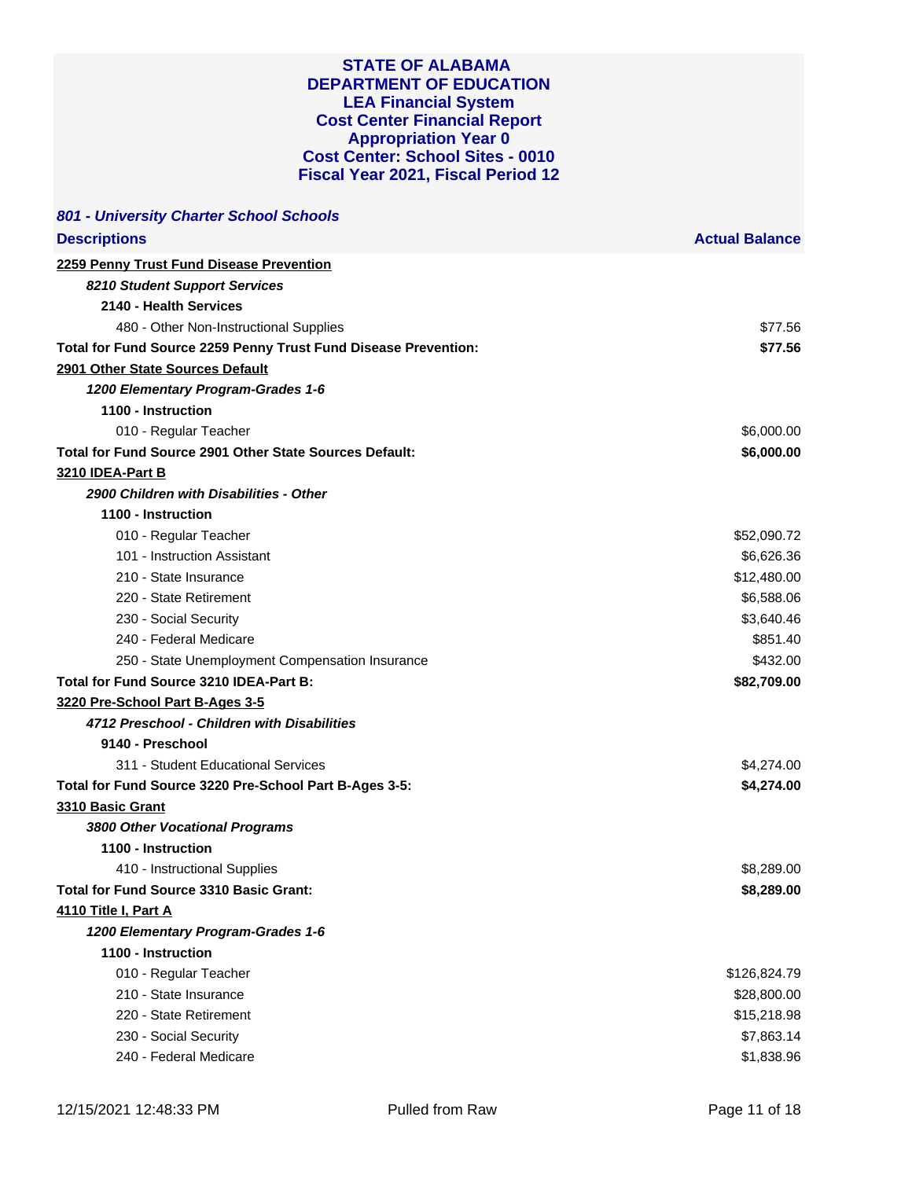**STATE OF ALABAMA**
**DEPARTMENT OF EDUCATION**
**LEA Financial System**
**Cost Center Financial Report**
**Appropriation Year 0**
**Cost Center: School Sites - 0010**
**Fiscal Year 2021, Fiscal Period 12**

***801 - University Charter School Schools***

| Descriptions | Actual Balance |
|---|---|
| **2259 Penny Trust Fund Disease Prevention** | |
| ***8210 Student Support Services*** | |
| **2140 - Health Services** | |
| 480 - Other Non-Instructional Supplies | $77.56 |
| **Total for Fund Source 2259 Penny Trust Fund Disease Prevention:** | **$77.56** |
| **2901 Other State Sources Default** | |
| ***1200 Elementary Program-Grades 1-6*** | |
| **1100 - Instruction** | |
| 010 - Regular Teacher | $6,000.00 |
| **Total for Fund Source 2901 Other State Sources Default:** | **$6,000.00** |
| **3210 IDEA-Part B** | |
| ***2900 Children with Disabilities - Other*** | |
| **1100 - Instruction** | |
| 010 - Regular Teacher | $52,090.72 |
| 101 - Instruction Assistant | $6,626.36 |
| 210 - State Insurance | $12,480.00 |
| 220 - State Retirement | $6,588.06 |
| 230 - Social Security | $3,640.46 |
| 240 - Federal Medicare | $851.40 |
| 250 - State Unemployment Compensation Insurance | $432.00 |
| **Total for Fund Source 3210 IDEA-Part B:** | **$82,709.00** |
| **3220 Pre-School Part B-Ages 3-5** | |
| ***4712 Preschool - Children with Disabilities*** | |
| **9140 - Preschool** | |
| 311 - Student Educational Services | $4,274.00 |
| **Total for Fund Source 3220 Pre-School Part B-Ages 3-5:** | **$4,274.00** |
| **3310 Basic Grant** | |
| ***3800 Other Vocational Programs*** | |
| **1100 - Instruction** | |
| 410 - Instructional Supplies | $8,289.00 |
| **Total for Fund Source 3310 Basic Grant:** | **$8,289.00** |
| **4110 Title I, Part A** | |
| ***1200 Elementary Program-Grades 1-6*** | |
| **1100 - Instruction** | |
| 010 - Regular Teacher | $126,824.79 |
| 210 - State Insurance | $28,800.00 |
| 220 - State Retirement | $15,218.98 |
| 230 - Social Security | $7,863.14 |
| 240 - Federal Medicare | $1,838.96 |

12/15/2021 12:48:33 PM Pulled from Raw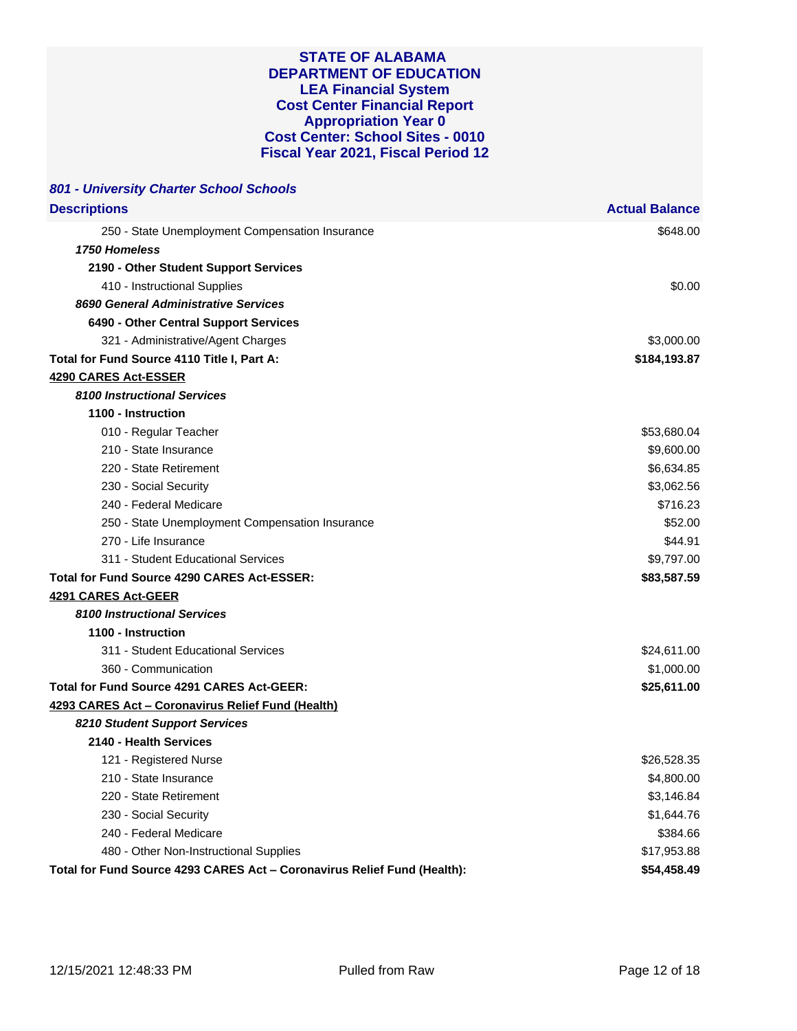**STATE OF ALABAMA**
**DEPARTMENT OF EDUCATION**
**LEA Financial System**
**Cost Center Financial Report**
**Appropriation Year 0**
**Cost Center: School Sites - 0010**
**Fiscal Year 2021, Fiscal Period 12**

***801 - University Charter School Schools***

| Descriptions | Actual Balance |
|---|---|
| 250 - State Unemployment Compensation Insurance | $648.00 |
| ***1750 Homeless*** | |
| **2190 - Other Student Support Services** | |
| 410 - Instructional Supplies | $0.00 |
| ***8690 General Administrative Services*** | |
| **6490 - Other Central Support Services** | |
| 321 - Administrative/Agent Charges | $3,000.00 |
| **Total for Fund Source 4110 Title I, Part A:** | **$184,193.87** |
| **4290 CARES Act-ESSER** | |
| ***8100 Instructional Services*** | |
| **1100 - Instruction** | |
| 010 - Regular Teacher | $53,680.04 |
| 210 - State Insurance | $9,600.00 |
| 220 - State Retirement | $6,634.85 |
| 230 - Social Security | $3,062.56 |
| 240 - Federal Medicare | $716.23 |
| 250 - State Unemployment Compensation Insurance | $52.00 |
| 270 - Life Insurance | $44.91 |
| 311 - Student Educational Services | $9,797.00 |
| **Total for Fund Source 4290 CARES Act-ESSER:** | **$83,587.59** |
| **4291 CARES Act-GEER** | |
| ***8100 Instructional Services*** | |
| **1100 - Instruction** | |
| 311 - Student Educational Services | $24,611.00 |
| 360 - Communication | $1,000.00 |
| **Total for Fund Source 4291 CARES Act-GEER:** | **$25,611.00** |
| **4293 CARES Act – Coronavirus Relief Fund (Health)** | |
| ***8210 Student Support Services*** | |
| **2140 - Health Services** | |
| 121 - Registered Nurse | $26,528.35 |
| 210 - State Insurance | $4,800.00 |
| 220 - State Retirement | $3,146.84 |
| 230 - Social Security | $1,644.76 |
| 240 - Federal Medicare | $384.66 |
| 480 - Other Non-Instructional Supplies | $17,953.88 |
| **Total for Fund Source 4293 CARES Act – Coronavirus Relief Fund (Health):** | **$54,458.49** |

12/15/2021 12:48:33 PM Pulled from Raw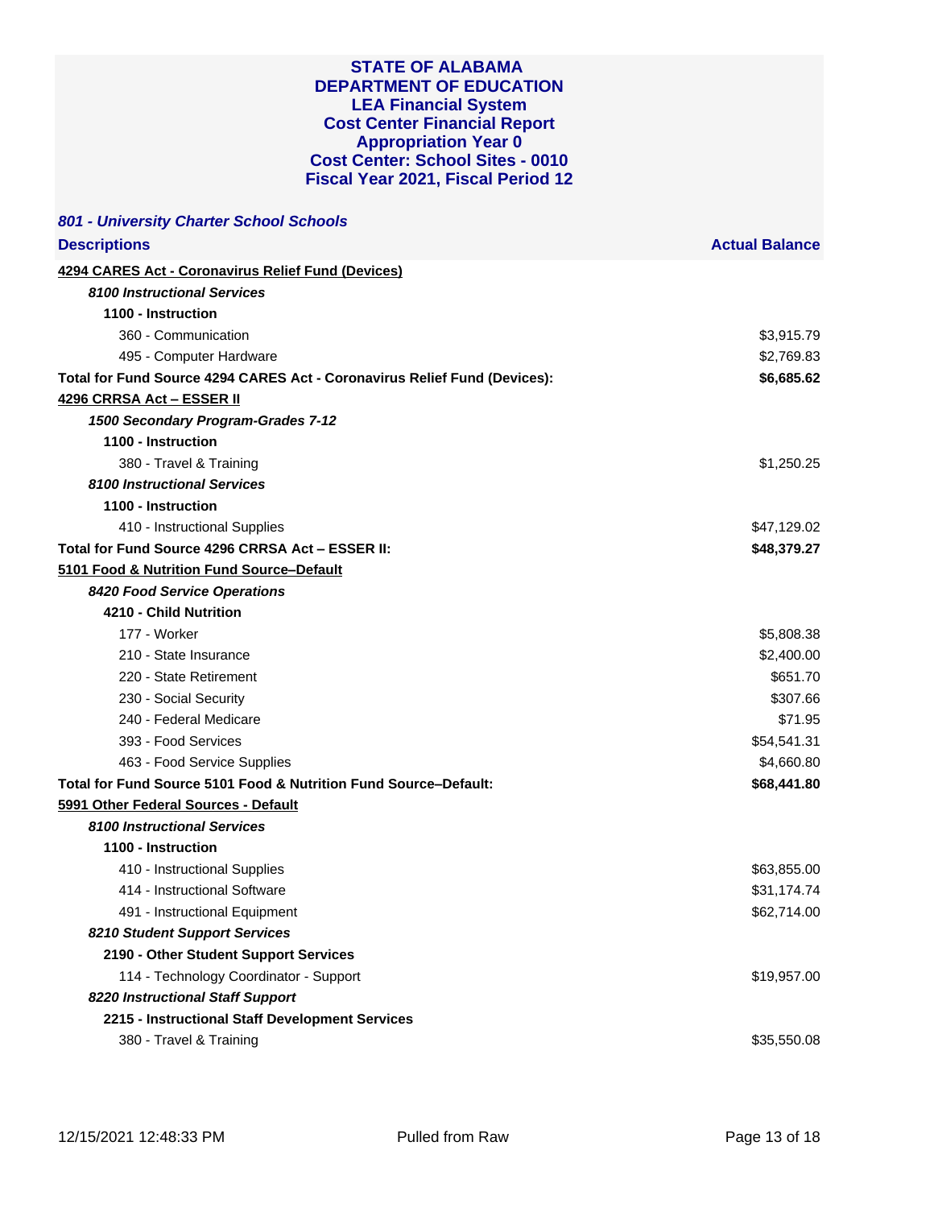**STATE OF ALABAMA**
**DEPARTMENT OF EDUCATION**
**LEA Financial System**
**Cost Center Financial Report**
**Appropriation Year 0**
**Cost Center: School Sites - 0010**
**Fiscal Year 2021, Fiscal Period 12**

***801 - University Charter School Schools***

| Descriptions | Actual Balance |
|---|---|
| **4294 CARES Act - Coronavirus Relief Fund (Devices)** | |
| ***8100 Instructional Services*** | |
| **1100 - Instruction** | |
| 360 - Communication | $3,915.79 |
| 495 - Computer Hardware | $2,769.83 |
| **Total for Fund Source 4294 CARES Act - Coronavirus Relief Fund (Devices):** | **$6,685.62** |
| **4296 CRRSA Act – ESSER II** | |
| ***1500 Secondary Program-Grades 7-12*** | |
| **1100 - Instruction** | |
| 380 - Travel & Training | $1,250.25 |
| ***8100 Instructional Services*** | |
| **1100 - Instruction** | |
| 410 - Instructional Supplies | $47,129.02 |
| **Total for Fund Source 4296 CRRSA Act – ESSER II:** | **$48,379.27** |
| **5101 Food & Nutrition Fund Source–Default** | |
| ***8420 Food Service Operations*** | |
| **4210 - Child Nutrition** | |
| 177 - Worker | $5,808.38 |
| 210 - State Insurance | $2,400.00 |
| 220 - State Retirement | $651.70 |
| 230 - Social Security | $307.66 |
| 240 - Federal Medicare | $71.95 |
| 393 - Food Services | $54,541.31 |
| 463 - Food Service Supplies | $4,660.80 |
| **Total for Fund Source 5101 Food & Nutrition Fund Source–Default:** | **$68,441.80** |
| **5991 Other Federal Sources - Default** | |
| ***8100 Instructional Services*** | |
| **1100 - Instruction** | |
| 410 - Instructional Supplies | $63,855.00 |
| 414 - Instructional Software | $31,174.74 |
| 491 - Instructional Equipment | $62,714.00 |
| ***8210 Student Support Services*** | |
| **2190 - Other Student Support Services** | |
| 114 - Technology Coordinator - Support | $19,957.00 |
| ***8220 Instructional Staff Support*** | |
| **2215 - Instructional Staff Development Services** | |
| 380 - Travel & Training | $35,550.08 |

12/15/2021 12:48:33 PM Pulled from Raw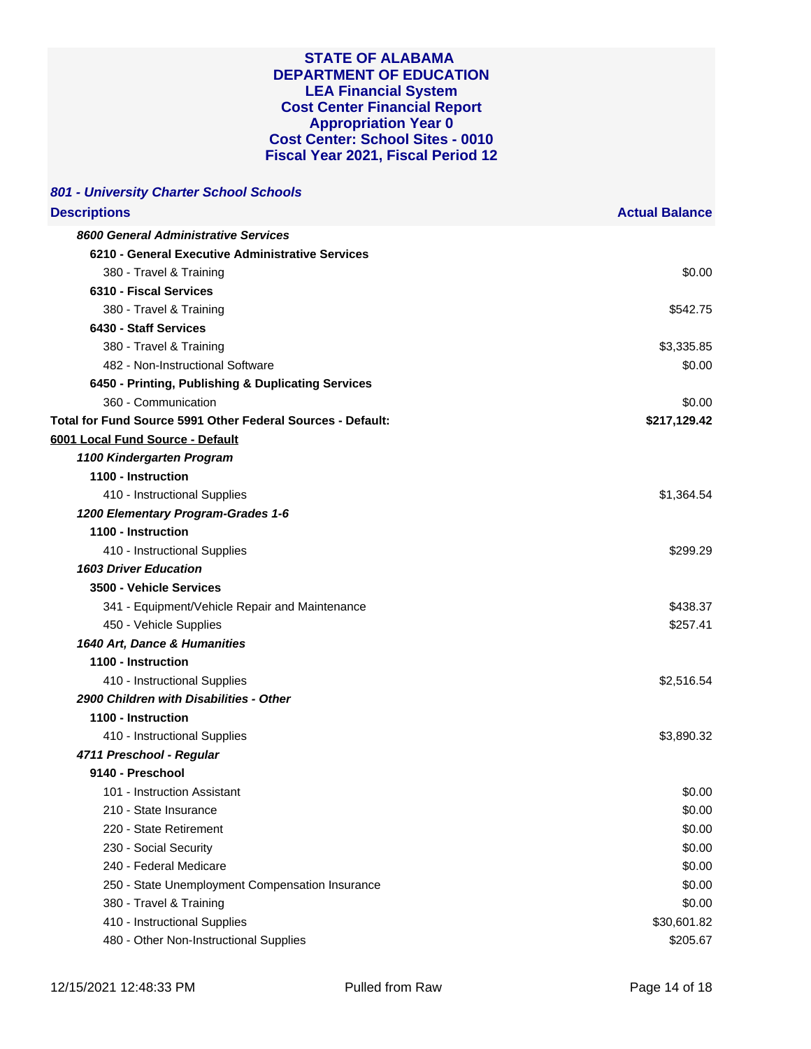# STATE OF ALABAMA
# DEPARTMENT OF EDUCATION
# LEA Financial System
# Cost Center Financial Report
# Appropriation Year 0
# Cost Center: School Sites - 0010
# Fiscal Year 2021, Fiscal Period 12

***801 - University Charter School Schools***

| Descriptions | Actual Balance |
|---|---|
| ***8600 General Administrative Services*** | |
| **6210 - General Executive Administrative Services** | |
| 380 - Travel & Training | $0.00 |
| **6310 - Fiscal Services** | |
| 380 - Travel & Training | $542.75 |
| **6430 - Staff Services** | |
| 380 - Travel & Training | $3,335.85 |
| 482 - Non-Instructional Software | $0.00 |
| **6450 - Printing, Publishing & Duplicating Services** | |
| 360 - Communication | $0.00 |
| **Total for Fund Source 5991 Other Federal Sources - Default:** | **$217,129.42** |
| **6001 Local Fund Source - Default** | |
| ***1100 Kindergarten Program*** | |
| **1100 - Instruction** | |
| 410 - Instructional Supplies | $1,364.54 |
| ***1200 Elementary Program-Grades 1-6*** | |
| **1100 - Instruction** | |
| 410 - Instructional Supplies | $299.29 |
| ***1603 Driver Education*** | |
| **3500 - Vehicle Services** | |
| 341 - Equipment/Vehicle Repair and Maintenance | $438.37 |
| 450 - Vehicle Supplies | $257.41 |
| ***1640 Art, Dance & Humanities*** | |
| **1100 - Instruction** | |
| 410 - Instructional Supplies | $2,516.54 |
| ***2900 Children with Disabilities - Other*** | |
| **1100 - Instruction** | |
| 410 - Instructional Supplies | $3,890.32 |
| ***4711 Preschool - Regular*** | |
| **9140 - Preschool** | |
| 101 - Instruction Assistant | $0.00 |
| 210 - State Insurance | $0.00 |
| 220 - State Retirement | $0.00 |
| 230 - Social Security | $0.00 |
| 240 - Federal Medicare | $0.00 |
| 250 - State Unemployment Compensation Insurance | $0.00 |
| 380 - Travel & Training | $0.00 |
| 410 - Instructional Supplies | $30,601.82 |
| 480 - Other Non-Instructional Supplies | $205.67 |

12/15/2021 12:48:33 PM Pulled from Raw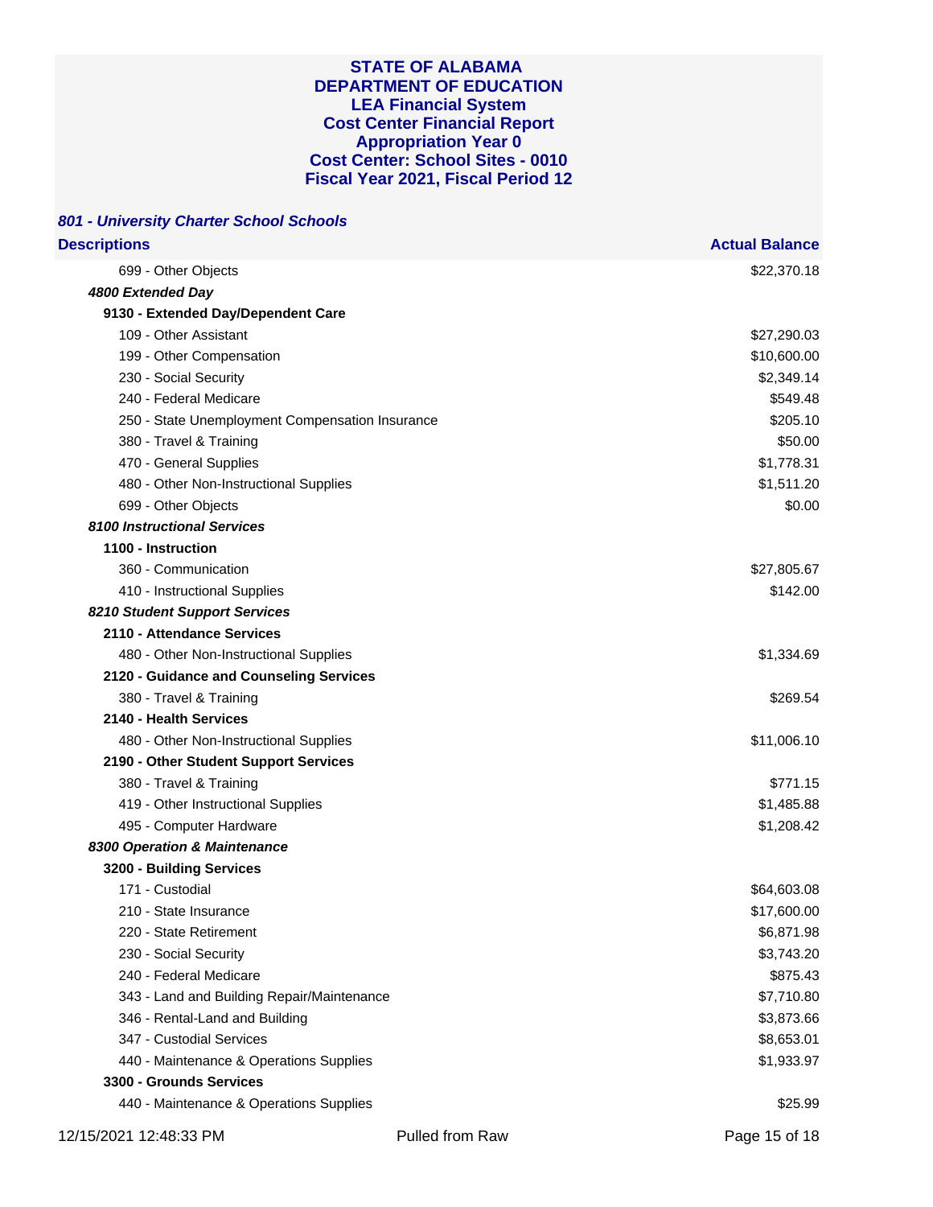# STATE OF ALABAMA
# DEPARTMENT OF EDUCATION
# LEA Financial System
# Cost Center Financial Report
# Appropriation Year 0
# Cost Center: School Sites - 0010
# Fiscal Year 2021, Fiscal Period 12

### *801 - University Charter School Schools*

| Descriptions | Actual Balance |
|---|---|
| 699 - Other Objects | $22,370.18 |
| ***4800 Extended Day*** | |
| **9130 - Extended Day/Dependent Care** | |
| 109 - Other Assistant | $27,290.03 |
| 199 - Other Compensation | $10,600.00 |
| 230 - Social Security | $2,349.14 |
| 240 - Federal Medicare | $549.48 |
| 250 - State Unemployment Compensation Insurance | $205.10 |
| 380 - Travel & Training | $50.00 |
| 470 - General Supplies | $1,778.31 |
| 480 - Other Non-Instructional Supplies | $1,511.20 |
| 699 - Other Objects | $0.00 |
| ***8100 Instructional Services*** | |
| **1100 - Instruction** | |
| 360 - Communication | $27,805.67 |
| 410 - Instructional Supplies | $142.00 |
| ***8210 Student Support Services*** | |
| **2110 - Attendance Services** | |
| 480 - Other Non-Instructional Supplies | $1,334.69 |
| **2120 - Guidance and Counseling Services** | |
| 380 - Travel & Training | $269.54 |
| **2140 - Health Services** | |
| 480 - Other Non-Instructional Supplies | $11,006.10 |
| **2190 - Other Student Support Services** | |
| 380 - Travel & Training | $771.15 |
| 419 - Other Instructional Supplies | $1,485.88 |
| 495 - Computer Hardware | $1,208.42 |
| ***8300 Operation & Maintenance*** | |
| **3200 - Building Services** | |
| 171 - Custodial | $64,603.08 |
| 210 - State Insurance | $17,600.00 |
| 220 - State Retirement | $6,871.98 |
| 230 - Social Security | $3,743.20 |
| 240 - Federal Medicare | $875.43 |
| 343 - Land and Building Repair/Maintenance | $7,710.80 |
| 346 - Rental-Land and Building | $3,873.66 |
| 347 - Custodial Services | $8,653.01 |
| 440 - Maintenance & Operations Supplies | $1,933.97 |
| **3300 - Grounds Services** | |
| 440 - Maintenance & Operations Supplies | $25.99 |

12/15/2021 12:48:33 PM Pulled from Raw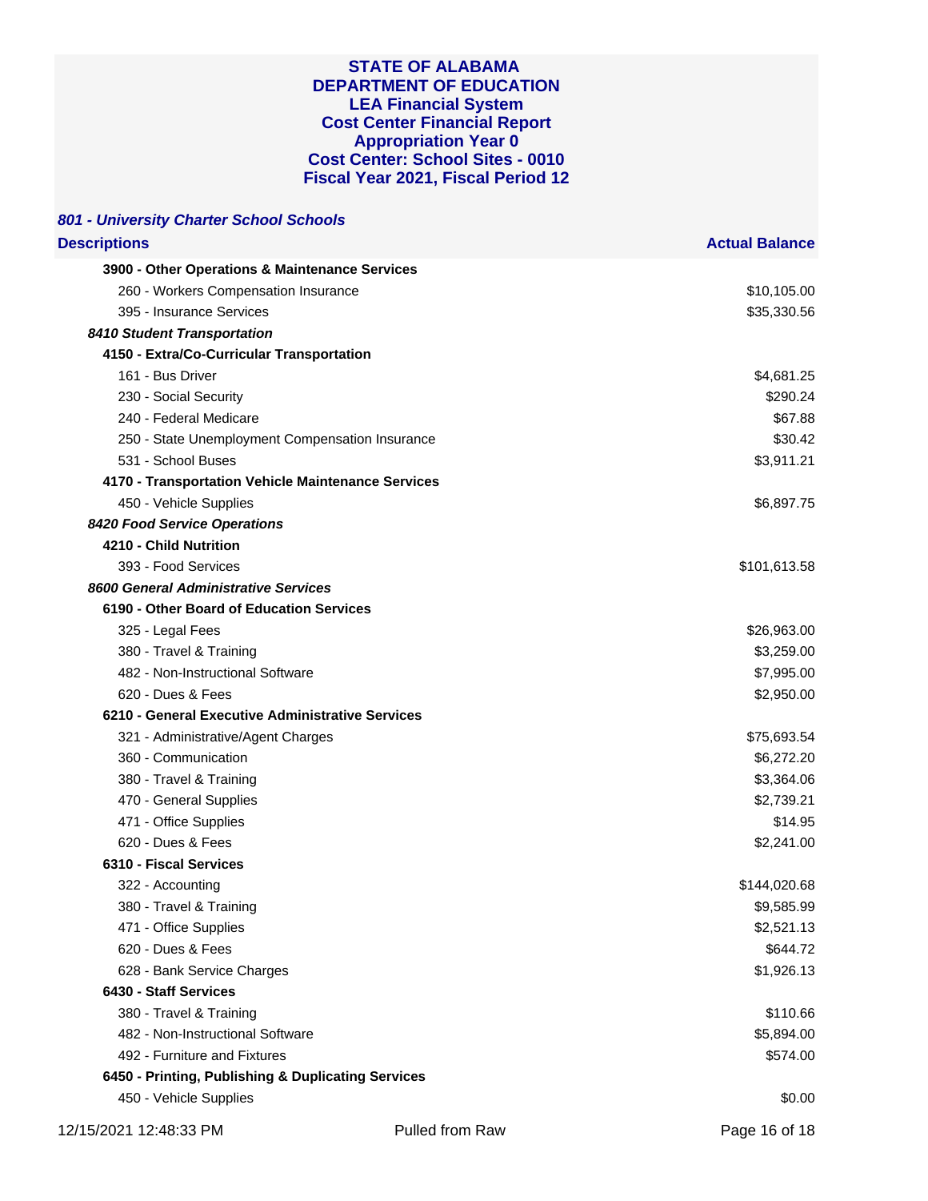**STATE OF ALABAMA**
**DEPARTMENT OF EDUCATION**
**LEA Financial System**
**Cost Center Financial Report**
**Appropriation Year 0**
**Cost Center: School Sites - 0010**
**Fiscal Year 2021, Fiscal Period 12**

***801 - University Charter School Schools***

| Descriptions | Actual Balance |
|---|---|
| **3900 - Other Operations & Maintenance Services** | |
| 260 - Workers Compensation Insurance | $10,105.00 |
| 395 - Insurance Services | $35,330.56 |
| ***8410 Student Transportation*** | |
| **4150 - Extra/Co-Curricular Transportation** | |
| 161 - Bus Driver | $4,681.25 |
| 230 - Social Security | $290.24 |
| 240 - Federal Medicare | $67.88 |
| 250 - State Unemployment Compensation Insurance | $30.42 |
| 531 - School Buses | $3,911.21 |
| **4170 - Transportation Vehicle Maintenance Services** | |
| 450 - Vehicle Supplies | $6,897.75 |
| ***8420 Food Service Operations*** | |
| **4210 - Child Nutrition** | |
| 393 - Food Services | $101,613.58 |
| ***8600 General Administrative Services*** | |
| **6190 - Other Board of Education Services** | |
| 325 - Legal Fees | $26,963.00 |
| 380 - Travel & Training | $3,259.00 |
| 482 - Non-Instructional Software | $7,995.00 |
| 620 - Dues & Fees | $2,950.00 |
| **6210 - General Executive Administrative Services** | |
| 321 - Administrative/Agent Charges | $75,693.54 |
| 360 - Communication | $6,272.20 |
| 380 - Travel & Training | $3,364.06 |
| 470 - General Supplies | $2,739.21 |
| 471 - Office Supplies | $14.95 |
| 620 - Dues & Fees | $2,241.00 |
| **6310 - Fiscal Services** | |
| 322 - Accounting | $144,020.68 |
| 380 - Travel & Training | $9,585.99 |
| 471 - Office Supplies | $2,521.13 |
| 620 - Dues & Fees | $644.72 |
| 628 - Bank Service Charges | $1,926.13 |
| **6430 - Staff Services** | |
| 380 - Travel & Training | $110.66 |
| 482 - Non-Instructional Software | $5,894.00 |
| 492 - Furniture and Fixtures | $574.00 |
| **6450 - Printing, Publishing & Duplicating Services** | |
| 450 - Vehicle Supplies | $0.00 |

12/15/2021 12:48:33 PM Pulled from Raw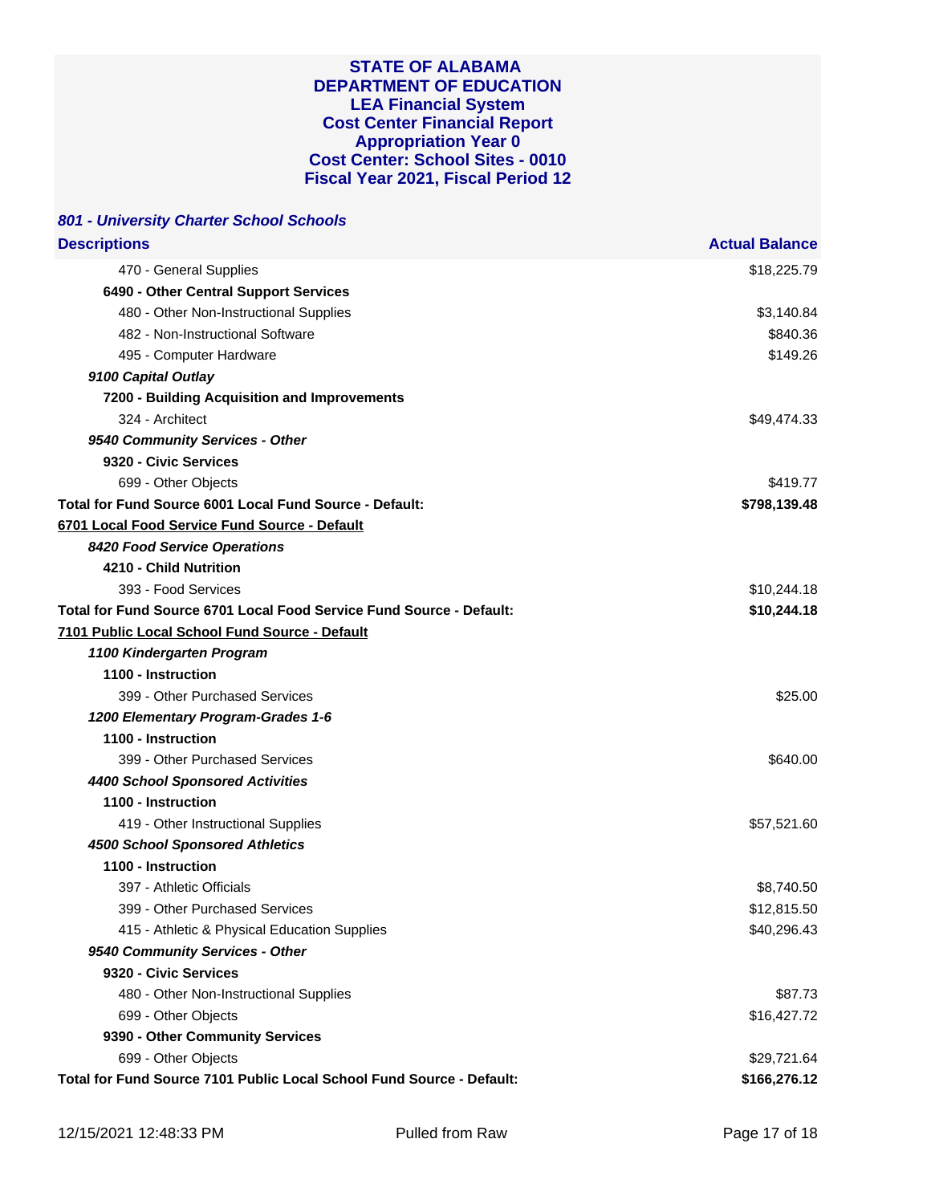**STATE OF ALABAMA**
**DEPARTMENT OF EDUCATION**
**LEA Financial System**
**Cost Center Financial Report**
**Appropriation Year 0**
**Cost Center: School Sites - 0010**
**Fiscal Year 2021, Fiscal Period 12**

### *801 - University Charter School Schools*

| Descriptions | Actual Balance |
|---|---|
| 470 - General Supplies | $18,225.79 |
| **6490 - Other Central Support Services** | |
| 480 - Other Non-Instructional Supplies | $3,140.84 |
| 482 - Non-Instructional Software | $840.36 |
| 495 - Computer Hardware | $149.26 |
| ***9100 Capital Outlay*** | |
| **7200 - Building Acquisition and Improvements** | |
| 324 - Architect | $49,474.33 |
| ***9540 Community Services - Other*** | |
| **9320 - Civic Services** | |
| 699 - Other Objects | $419.77 |
| **Total for Fund Source 6001 Local Fund Source - Default:** | **$798,139.48** |
| **6701 Local Food Service Fund Source - Default** | |
| ***8420 Food Service Operations*** | |
| **4210 - Child Nutrition** | |
| 393 - Food Services | $10,244.18 |
| **Total for Fund Source 6701 Local Food Service Fund Source - Default:** | **$10,244.18** |
| **7101 Public Local School Fund Source - Default** | |
| ***1100 Kindergarten Program*** | |
| **1100 - Instruction** | |
| 399 - Other Purchased Services | $25.00 |
| ***1200 Elementary Program-Grades 1-6*** | |
| **1100 - Instruction** | |
| 399 - Other Purchased Services | $640.00 |
| ***4400 School Sponsored Activities*** | |
| **1100 - Instruction** | |
| 419 - Other Instructional Supplies | $57,521.60 |
| ***4500 School Sponsored Athletics*** | |
| **1100 - Instruction** | |
| 397 - Athletic Officials | $8,740.50 |
| 399 - Other Purchased Services | $12,815.50 |
| 415 - Athletic & Physical Education Supplies | $40,296.43 |
| ***9540 Community Services - Other*** | |
| **9320 - Civic Services** | |
| 480 - Other Non-Instructional Supplies | $87.73 |
| 699 - Other Objects | $16,427.72 |
| **9390 - Other Community Services** | |
| 699 - Other Objects | $29,721.64 |
| **Total for Fund Source 7101 Public Local School Fund Source - Default:** | **$166,276.12** |

12/15/2021 12:48:33 PM    Pulled from Raw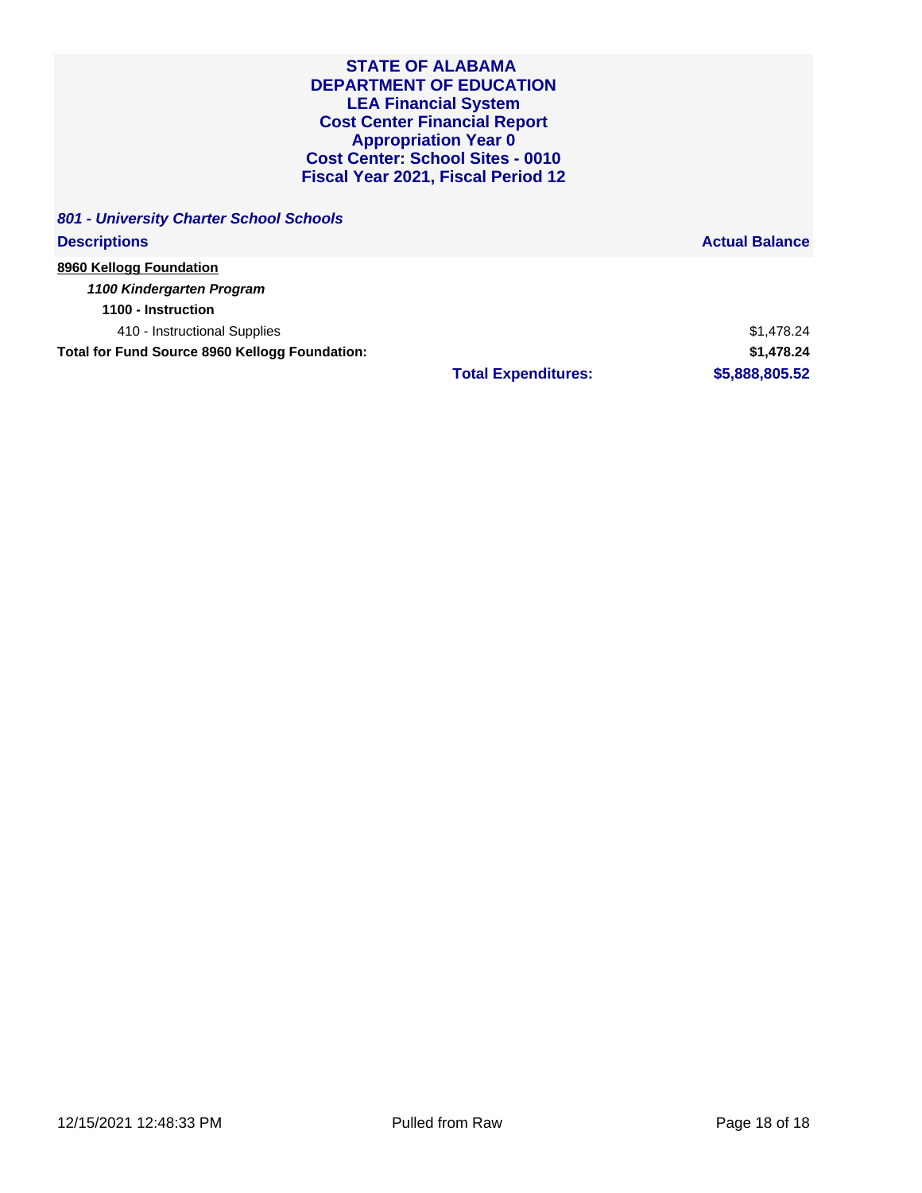# STATE OF ALABAMA
# DEPARTMENT OF EDUCATION
## LEA Financial System
## Cost Center Financial Report
## Appropriation Year 0
## Cost Center: School Sites - 0010
## Fiscal Year 2021, Fiscal Period 12

***801 - University Charter School Schools***

| Descriptions | | Actual Balance |
|---|---|---|
| **8960 Kellogg Foundation** | | |
| ***1100 Kindergarten Program*** | | |
| **1100 - Instruction** | | |
| 410 - Instructional Supplies | | $1,478.24 |
| **Total for Fund Source 8960 Kellogg Foundation:** | | **$1,478.24** |
| | **Total Expenditures:** | **$5,888,805.52** |

12/15/2021 12:48:33 PM — Pulled from Raw